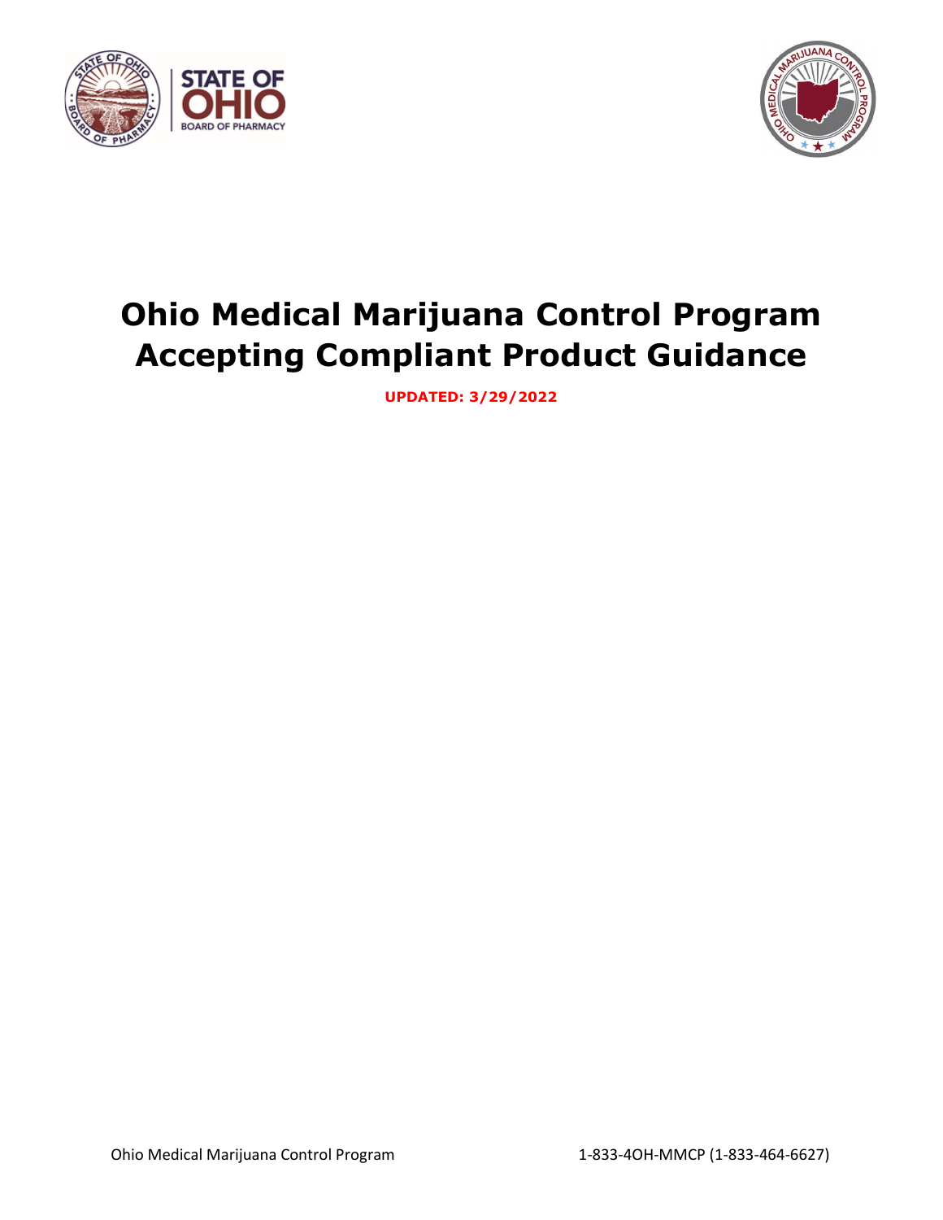# Ohio Medical Marijuana Control Program Accepting Compliant Product Guidance

**UPDATED: 3/29/2022**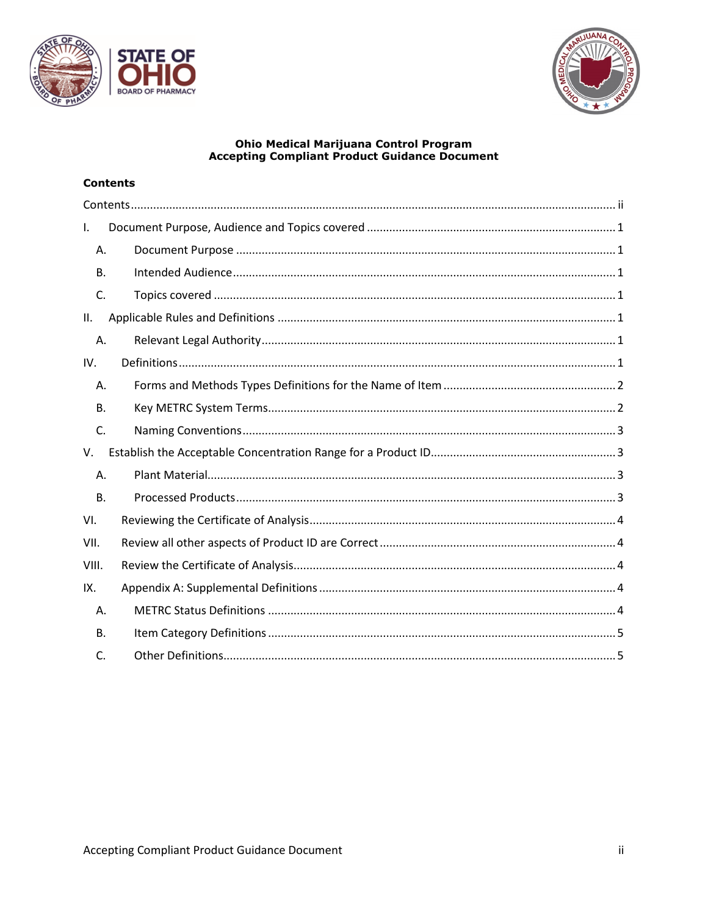**Ohio Medical Marijuana Control Program**
**Accepting Compliant Product Guidance Document**

**Contents**

Contents ..... ii

I. Document Purpose, Audience and Topics covered ..... 1
  A. Document Purpose ..... 1
  B. Intended Audience ..... 1
  C. Topics covered ..... 1

II. Applicable Rules and Definitions ..... 1
  A. Relevant Legal Authority ..... 1

IV. Definitions ..... 1
  A. Forms and Methods Types Definitions for the Name of Item ..... 2
  B. Key METRC System Terms ..... 2
  C. Naming Conventions ..... 3

V. Establish the Acceptable Concentration Range for a Product ID ..... 3
  A. Plant Material ..... 3
  B. Processed Products ..... 3

VI. Reviewing the Certificate of Analysis ..... 4

VII. Review all other aspects of Product ID are Correct ..... 4

VIII. Review the Certificate of Analysis ..... 4

IX. Appendix A: Supplemental Definitions ..... 4
  A. METRC Status Definitions ..... 4
  B. Item Category Definitions ..... 5
  C. Other Definitions ..... 5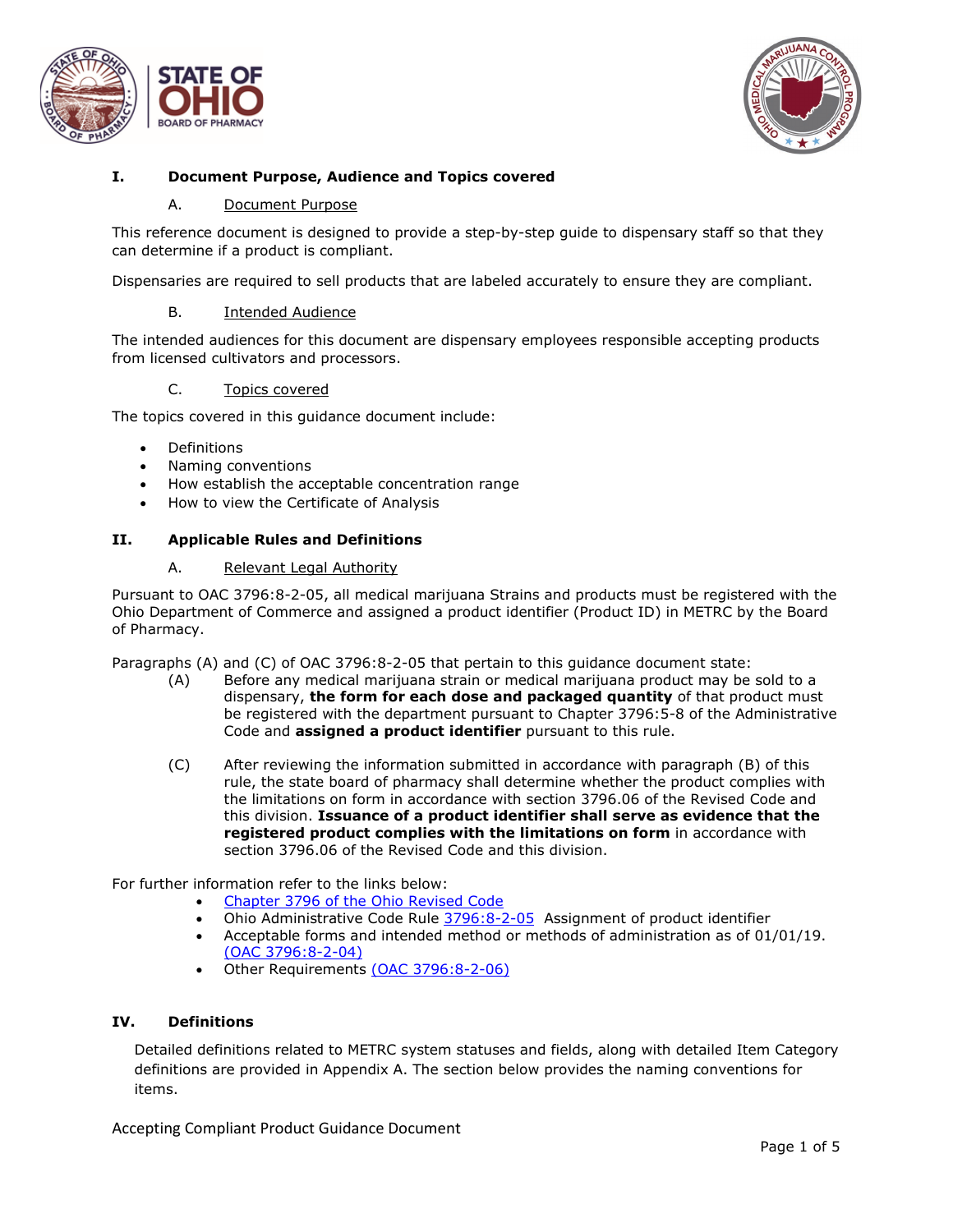## I. Document Purpose, Audience and Topics covered

### A. Document Purpose

This reference document is designed to provide a step-by-step guide to dispensary staff so that they can determine if a product is compliant.

Dispensaries are required to sell products that are labeled accurately to ensure they are compliant.

### B. Intended Audience

The intended audiences for this document are dispensary employees responsible accepting products from licensed cultivators and processors.

### C. Topics covered

The topics covered in this guidance document include:

- Definitions
- Naming conventions
- How establish the acceptable concentration range
- How to view the Certificate of Analysis

## II. Applicable Rules and Definitions

### A. Relevant Legal Authority

Pursuant to OAC 3796:8-2-05, all medical marijuana Strains and products must be registered with the Ohio Department of Commerce and assigned a product identifier (Product ID) in METRC by the Board of Pharmacy.

Paragraphs (A) and (C) of OAC 3796:8-2-05 that pertain to this guidance document state:

(A) Before any medical marijuana strain or medical marijuana product may be sold to a dispensary, **the form for each dose and packaged quantity** of that product must be registered with the department pursuant to Chapter 3796:5-8 of the Administrative Code and **assigned a product identifier** pursuant to this rule.

(C) After reviewing the information submitted in accordance with paragraph (B) of this rule, the state board of pharmacy shall determine whether the product complies with the limitations on form in accordance with section 3796.06 of the Revised Code and this division. **Issuance of a product identifier shall serve as evidence that the registered product complies with the limitations on form** in accordance with section 3796.06 of the Revised Code and this division.

For further information refer to the links below:

- Chapter 3796 of the Ohio Revised Code
- Ohio Administrative Code Rule 3796:8-2-05 Assignment of product identifier
- Acceptable forms and intended method or methods of administration as of 01/01/19. (OAC 3796:8-2-04)
- Other Requirements (OAC 3796:8-2-06)

## IV. Definitions

Detailed definitions related to METRC system statuses and fields, along with detailed Item Category definitions are provided in Appendix A. The section below provides the naming conventions for items.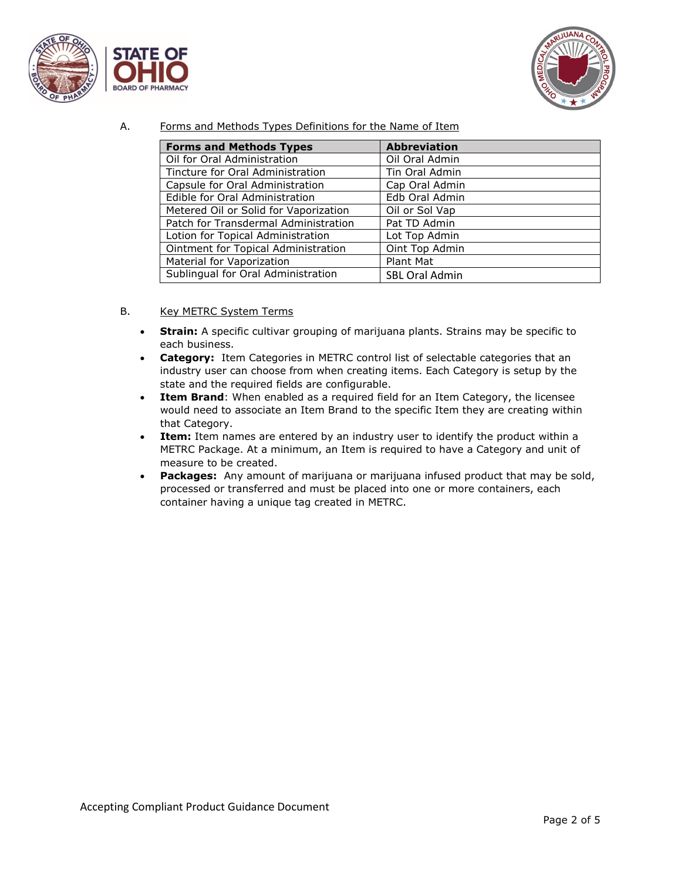A. Forms and Methods Types Definitions for the Name of Item

| Forms and Methods Types | Abbreviation |
| --- | --- |
| Oil for Oral Administration | Oil Oral Admin |
| Tincture for Oral Administration | Tin Oral Admin |
| Capsule for Oral Administration | Cap Oral Admin |
| Edible for Oral Administration | Edb Oral Admin |
| Metered Oil or Solid for Vaporization | Oil or Sol Vap |
| Patch for Transdermal Administration | Pat TD Admin |
| Lotion for Topical Administration | Lot Top Admin |
| Ointment for Topical Administration | Oint Top Admin |
| Material for Vaporization | Plant Mat |
| Sublingual for Oral Administration | SBL Oral Admin |

B. Key METRC System Terms

- **Strain:** A specific cultivar grouping of marijuana plants. Strains may be specific to each business.
- **Category:** Item Categories in METRC control list of selectable categories that an industry user can choose from when creating items. Each Category is setup by the state and the required fields are configurable.
- **Item Brand**: When enabled as a required field for an Item Category, the licensee would need to associate an Item Brand to the specific Item they are creating within that Category.
- **Item:** Item names are entered by an industry user to identify the product within a METRC Package. At a minimum, an Item is required to have a Category and unit of measure to be created.
- **Packages:** Any amount of marijuana or marijuana infused product that may be sold, processed or transferred and must be placed into one or more containers, each container having a unique tag created in METRC.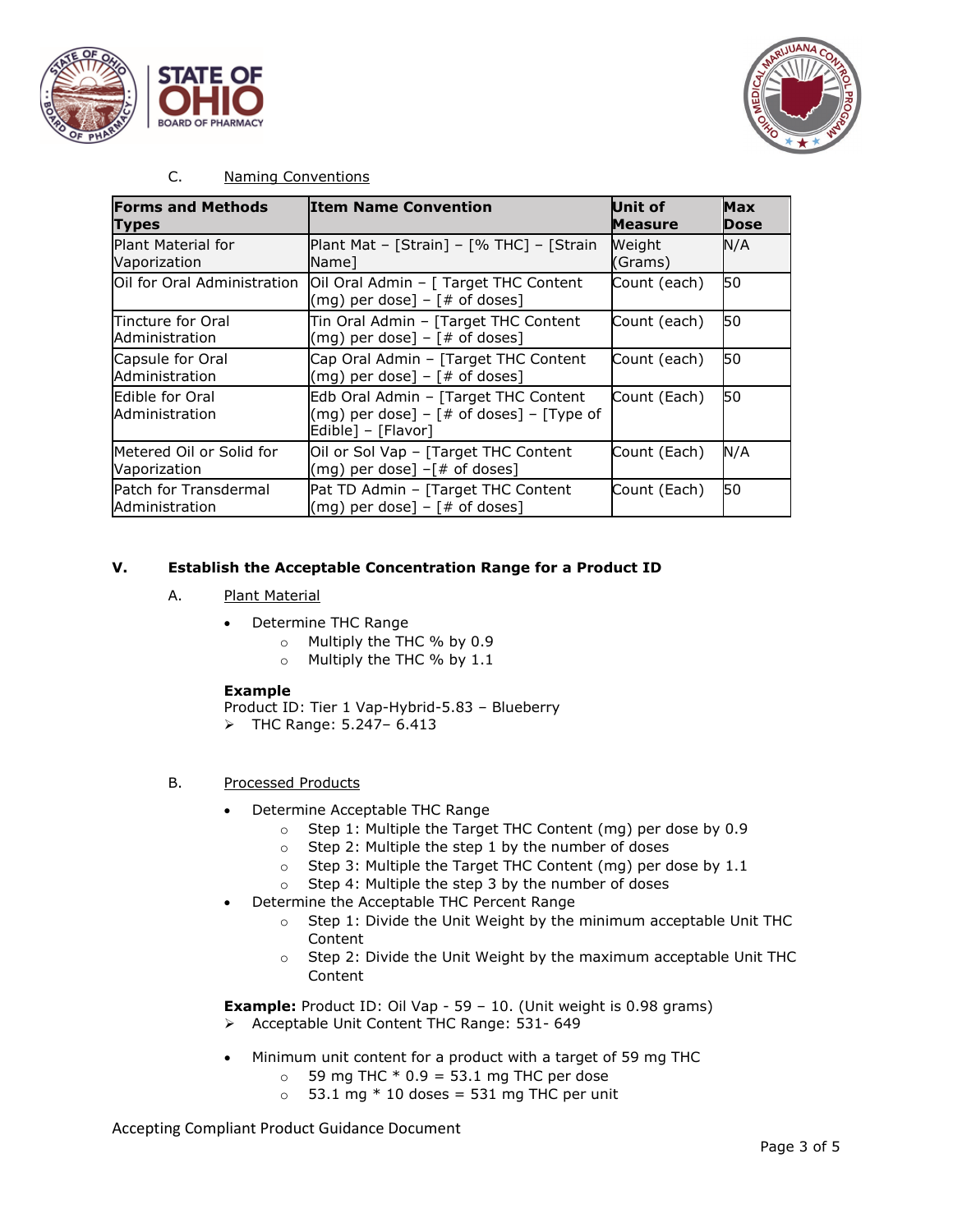C. Naming Conventions

| Forms and Methods Types | Item Name Convention | Unit of Measure | Max Dose |
|---|---|---|---|
| Plant Material for Vaporization | Plant Mat – [Strain] – [% THC] – [Strain Name] | Weight (Grams) | N/A |
| Oil for Oral Administration | Oil Oral Admin – [ Target THC Content (mg) per dose] – [# of doses] | Count (each) | 50 |
| Tincture for Oral Administration | Tin Oral Admin – [Target THC Content (mg) per dose] – [# of doses] | Count (each) | 50 |
| Capsule for Oral Administration | Cap Oral Admin – [Target THC Content (mg) per dose] – [# of doses] | Count (each) | 50 |
| Edible for Oral Administration | Edb Oral Admin – [Target THC Content (mg) per dose] – [# of doses] – [Type of Edible] – [Flavor] | Count (Each) | 50 |
| Metered Oil or Solid for Vaporization | Oil or Sol Vap – [Target THC Content (mg) per dose] –[# of doses] | Count (Each) | N/A |
| Patch for Transdermal Administration | Pat TD Admin – [Target THC Content (mg) per dose] – [# of doses] | Count (Each) | 50 |

## V. Establish the Acceptable Concentration Range for a Product ID

A. Plant Material

- Determine THC Range
  - Multiply the THC % by 0.9
  - Multiply the THC % by 1.1

**Example**
Product ID: Tier 1 Vap-Hybrid-5.83 – Blueberry

- THC Range: 5.247– 6.413

B. Processed Products

- Determine Acceptable THC Range
  - Step 1: Multiple the Target THC Content (mg) per dose by 0.9
  - Step 2: Multiple the step 1 by the number of doses
  - Step 3: Multiple the Target THC Content (mg) per dose by 1.1
  - Step 4: Multiple the step 3 by the number of doses
- Determine the Acceptable THC Percent Range
  - Step 1: Divide the Unit Weight by the minimum acceptable Unit THC Content
  - Step 2: Divide the Unit Weight by the maximum acceptable Unit THC Content

**Example:** Product ID: Oil Vap - 59 – 10. (Unit weight is 0.98 grams)

- Acceptable Unit Content THC Range: 531- 649

- Minimum unit content for a product with a target of 59 mg THC
  - 59 mg THC * 0.9 = 53.1 mg THC per dose
  - 53.1 mg * 10 doses = 531 mg THC per unit

Accepting Compliant Product Guidance Document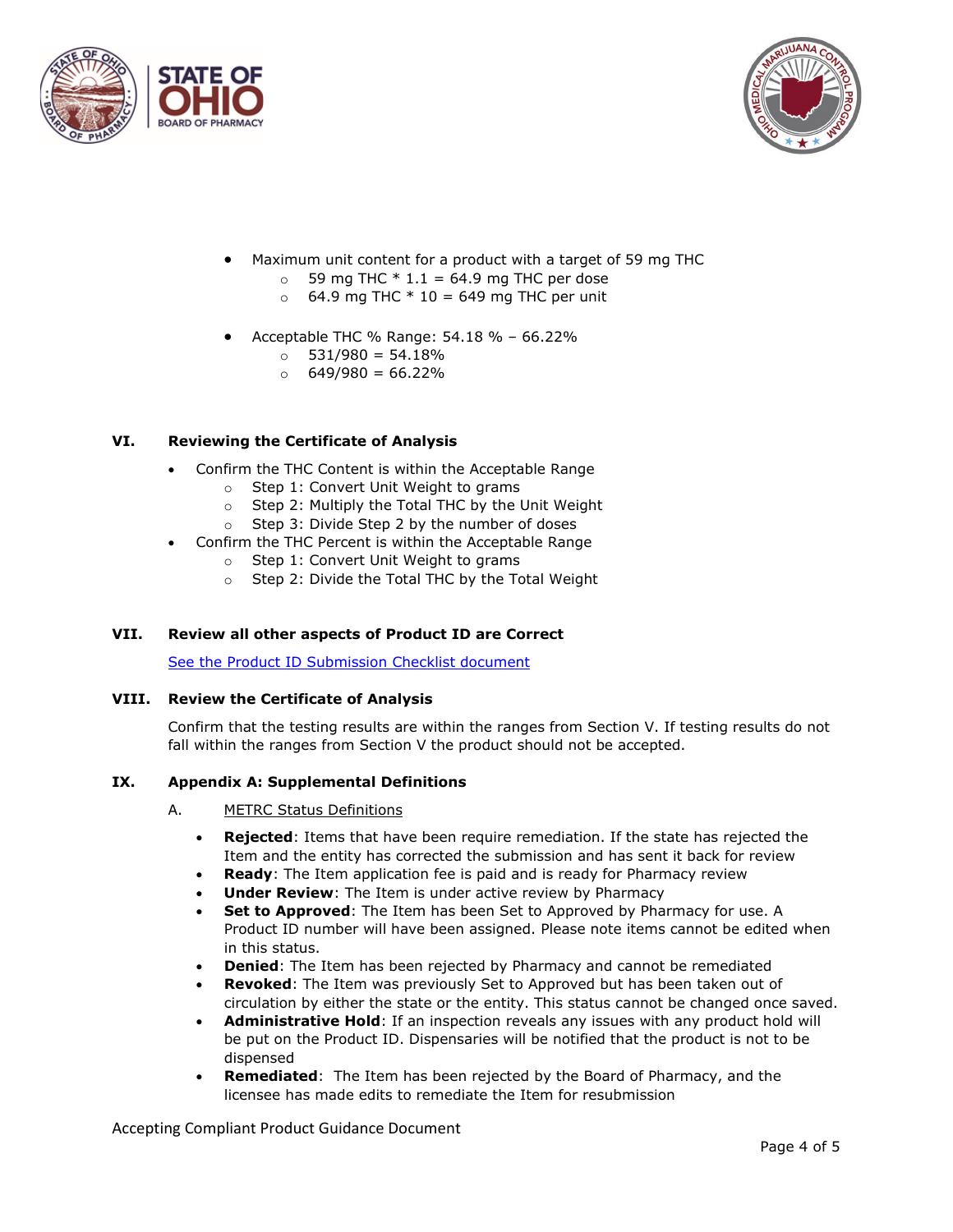- Maximum unit content for a product with a target of 59 mg THC
  - 59 mg THC * 1.1 = 64.9 mg THC per dose
  - 64.9 mg THC * 10 = 649 mg THC per unit

- Acceptable THC % Range: 54.18 % – 66.22%
  - 531/980 = 54.18%
  - 649/980 = 66.22%

## VI. Reviewing the Certificate of Analysis

- Confirm the THC Content is within the Acceptable Range
  - Step 1: Convert Unit Weight to grams
  - Step 2: Multiply the Total THC by the Unit Weight
  - Step 3: Divide Step 2 by the number of doses
- Confirm the THC Percent is within the Acceptable Range
  - Step 1: Convert Unit Weight to grams
  - Step 2: Divide the Total THC by the Total Weight

## VII. Review all other aspects of Product ID are Correct

See the Product ID Submission Checklist document

## VIII. Review the Certificate of Analysis

Confirm that the testing results are within the ranges from Section V. If testing results do not fall within the ranges from Section V the product should not be accepted.

## IX. Appendix A: Supplemental Definitions

A. METRC Status Definitions

- **Rejected**: Items that have been require remediation. If the state has rejected the Item and the entity has corrected the submission and has sent it back for review
- **Ready**: The Item application fee is paid and is ready for Pharmacy review
- **Under Review**: The Item is under active review by Pharmacy
- **Set to Approved**: The Item has been Set to Approved by Pharmacy for use. A Product ID number will have been assigned. Please note items cannot be edited when in this status.
- **Denied**: The Item has been rejected by Pharmacy and cannot be remediated
- **Revoked**: The Item was previously Set to Approved but has been taken out of circulation by either the state or the entity. This status cannot be changed once saved.
- **Administrative Hold**: If an inspection reveals any issues with any product hold will be put on the Product ID. Dispensaries will be notified that the product is not to be dispensed
- **Remediated**: The Item has been rejected by the Board of Pharmacy, and the licensee has made edits to remediate the Item for resubmission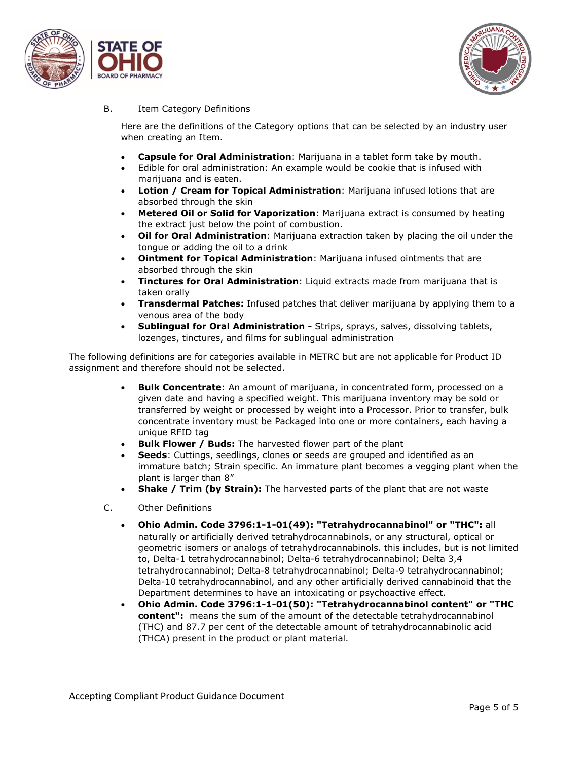B. Item Category Definitions

Here are the definitions of the Category options that can be selected by an industry user when creating an Item.

- **Capsule for Oral Administration**: Marijuana in a tablet form take by mouth.
- Edible for oral administration: An example would be cookie that is infused with marijuana and is eaten.
- **Lotion / Cream for Topical Administration**: Marijuana infused lotions that are absorbed through the skin
- **Metered Oil or Solid for Vaporization**: Marijuana extract is consumed by heating the extract just below the point of combustion.
- **Oil for Oral Administration**: Marijuana extraction taken by placing the oil under the tongue or adding the oil to a drink
- **Ointment for Topical Administration**: Marijuana infused ointments that are absorbed through the skin
- **Tinctures for Oral Administration**: Liquid extracts made from marijuana that is taken orally
- **Transdermal Patches:** Infused patches that deliver marijuana by applying them to a venous area of the body
- **Sublingual for Oral Administration -** Strips, sprays, salves, dissolving tablets, lozenges, tinctures, and films for sublingual administration

The following definitions are for categories available in METRC but are not applicable for Product ID assignment and therefore should not be selected.

- **Bulk Concentrate**: An amount of marijuana, in concentrated form, processed on a given date and having a specified weight. This marijuana inventory may be sold or transferred by weight or processed by weight into a Processor. Prior to transfer, bulk concentrate inventory must be Packaged into one or more containers, each having a unique RFID tag
- **Bulk Flower / Buds:** The harvested flower part of the plant
- **Seeds**: Cuttings, seedlings, clones or seeds are grouped and identified as an immature batch; Strain specific. An immature plant becomes a vegging plant when the plant is larger than 8"
- **Shake / Trim (by Strain):** The harvested parts of the plant that are not waste

C. Other Definitions

- **Ohio Admin. Code 3796:1-1-01(49): "Tetrahydrocannabinol" or "THC":** all naturally or artificially derived tetrahydrocannabinols, or any structural, optical or geometric isomers or analogs of tetrahydrocannabinols. this includes, but is not limited to, Delta-1 tetrahydrocannabinol; Delta-6 tetrahydrocannabinol; Delta 3,4 tetrahydrocannabinol; Delta-8 tetrahydrocannabinol; Delta-9 tetrahydrocannabinol; Delta-10 tetrahydrocannabinol, and any other artificially derived cannabinoid that the Department determines to have an intoxicating or psychoactive effect.
- **Ohio Admin. Code 3796:1-1-01(50): "Tetrahydrocannabinol content" or "THC content":** means the sum of the amount of the detectable tetrahydrocannabinol (THC) and 87.7 per cent of the detectable amount of tetrahydrocannabinolic acid (THCA) present in the product or plant material.

Accepting Compliant Product Guidance Document